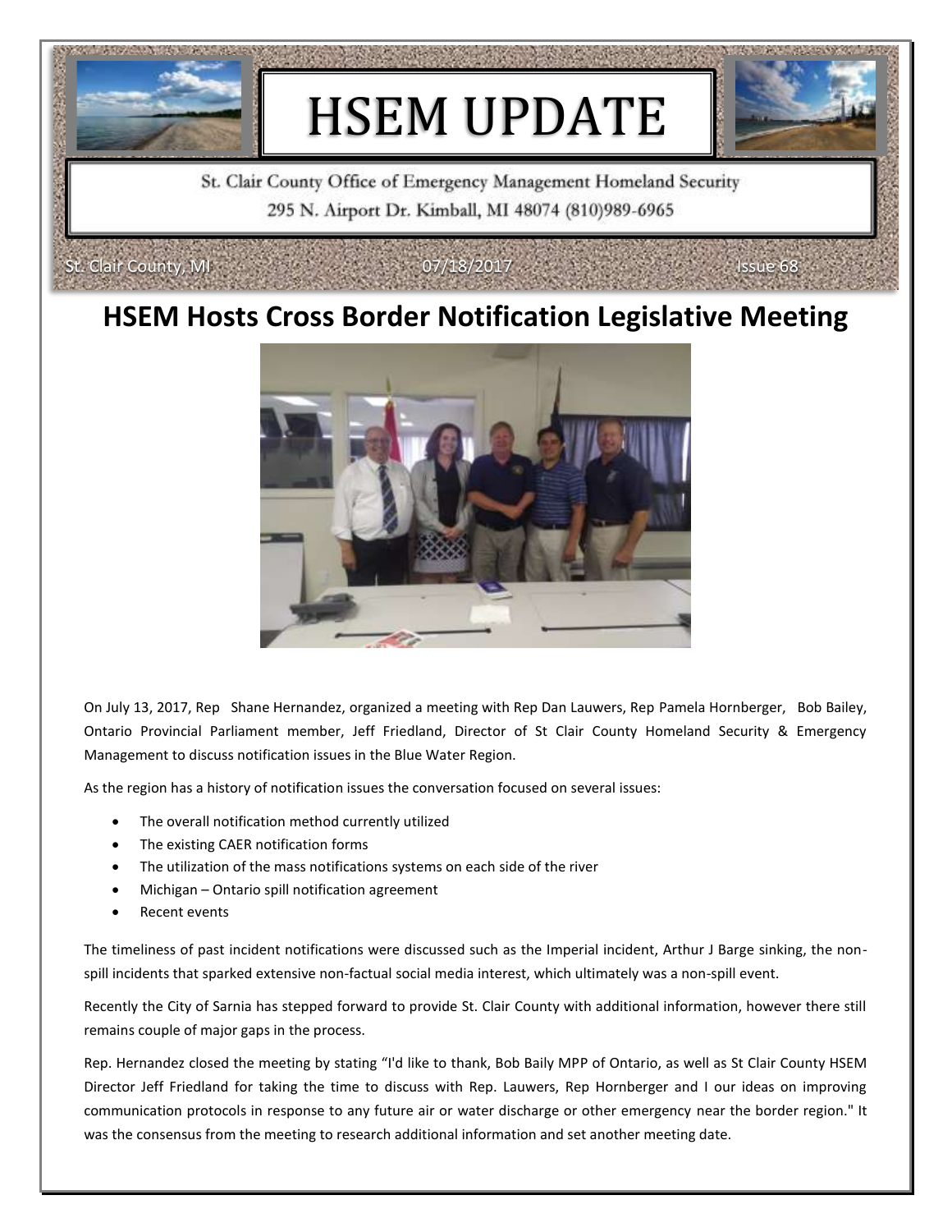# HSEM UPDATE

St. Clair County Office of Emergency Management Homeland Security
295 N. Airport Dr. Kimball, MI 48074 (810)989-6965

St. Clair County, MI 07/18/2017 Issue 68

## HSEM Hosts Cross Border Notification Legislative Meeting

On July 13, 2017, Rep Shane Hernandez, organized a meeting with Rep Dan Lauwers, Rep Pamela Hornberger, Bob Bailey, Ontario Provincial Parliament member, Jeff Friedland, Director of St Clair County Homeland Security & Emergency Management to discuss notification issues in the Blue Water Region.

As the region has a history of notification issues the conversation focused on several issues:

- The overall notification method currently utilized
- The existing CAER notification forms
- The utilization of the mass notifications systems on each side of the river
- Michigan – Ontario spill notification agreement
- Recent events

The timeliness of past incident notifications were discussed such as the Imperial incident, Arthur J Barge sinking, the non-spill incidents that sparked extensive non-factual social media interest, which ultimately was a non-spill event.

Recently the City of Sarnia has stepped forward to provide St. Clair County with additional information, however there still remains couple of major gaps in the process.

Rep. Hernandez closed the meeting by stating "I'd like to thank, Bob Baily MPP of Ontario, as well as St Clair County HSEM Director Jeff Friedland for taking the time to discuss with Rep. Lauwers, Rep Hornberger and I our ideas on improving communication protocols in response to any future air or water discharge or other emergency near the border region." It was the consensus from the meeting to research additional information and set another meeting date.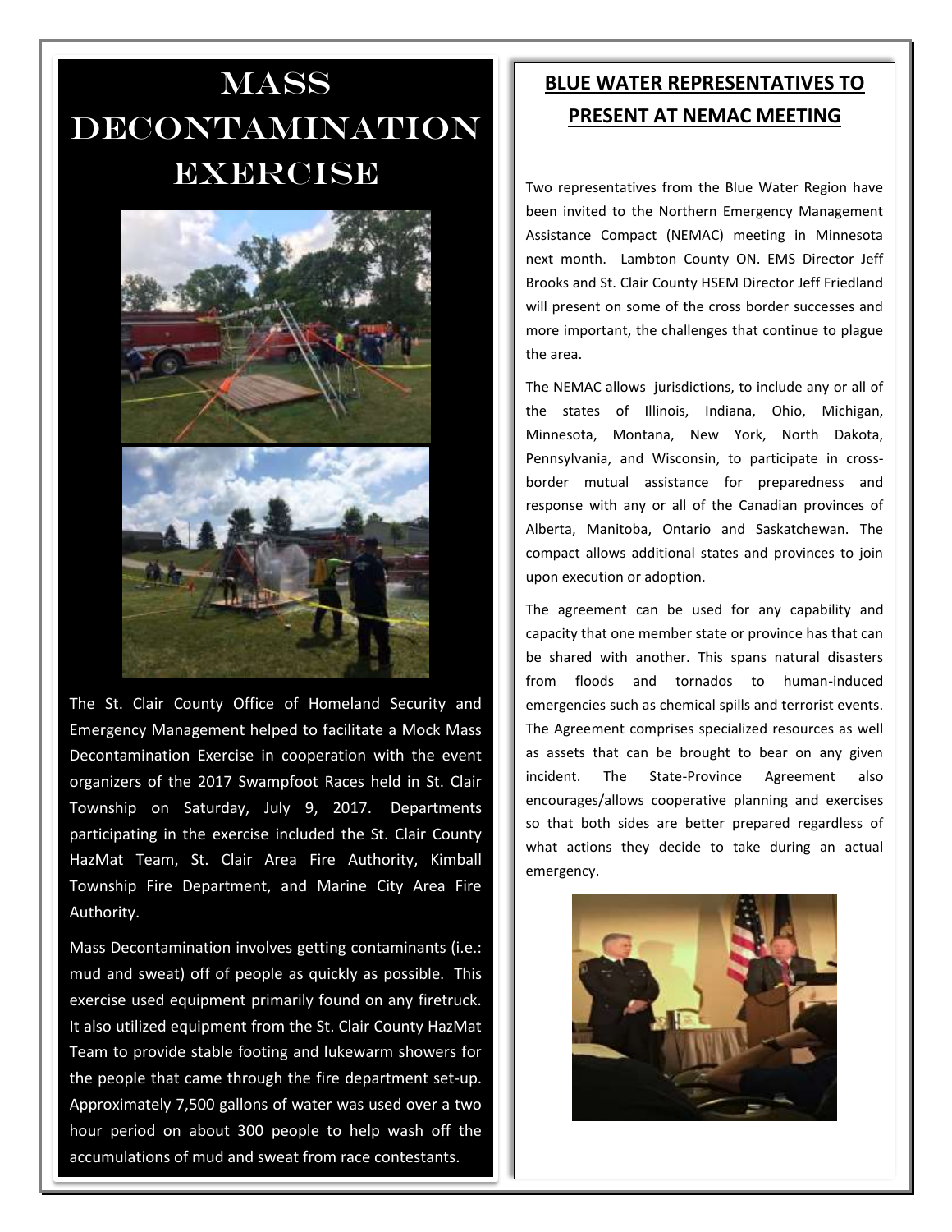# Mass Decontamination Exercise

The St. Clair County Office of Homeland Security and Emergency Management helped to facilitate a Mock Mass Decontamination Exercise in cooperation with the event organizers of the 2017 Swampfoot Races held in St. Clair Township on Saturday, July 9, 2017. Departments participating in the exercise included the St. Clair County HazMat Team, St. Clair Area Fire Authority, Kimball Township Fire Department, and Marine City Area Fire Authority.

Mass Decontamination involves getting contaminants (i.e.: mud and sweat) off of people as quickly as possible. This exercise used equipment primarily found on any firetruck. It also utilized equipment from the St. Clair County HazMat Team to provide stable footing and lukewarm showers for the people that came through the fire department set-up. Approximately 7,500 gallons of water was used over a two hour period on about 300 people to help wash off the accumulations of mud and sweat from race contestants.

## BLUE WATER REPRESENTATIVES TO PRESENT AT NEMAC MEETING

Two representatives from the Blue Water Region have been invited to the Northern Emergency Management Assistance Compact (NEMAC) meeting in Minnesota next month. Lambton County ON. EMS Director Jeff Brooks and St. Clair County HSEM Director Jeff Friedland will present on some of the cross border successes and more important, the challenges that continue to plague the area.

The NEMAC allows jurisdictions, to include any or all of the states of Illinois, Indiana, Ohio, Michigan, Minnesota, Montana, New York, North Dakota, Pennsylvania, and Wisconsin, to participate in cross-border mutual assistance for preparedness and response with any or all of the Canadian provinces of Alberta, Manitoba, Ontario and Saskatchewan. The compact allows additional states and provinces to join upon execution or adoption.

The agreement can be used for any capability and capacity that one member state or province has that can be shared with another. This spans natural disasters from floods and tornados to human-induced emergencies such as chemical spills and terrorist events. The Agreement comprises specialized resources as well as assets that can be brought to bear on any given incident. The State-Province Agreement also encourages/allows cooperative planning and exercises so that both sides are better prepared regardless of what actions they decide to take during an actual emergency.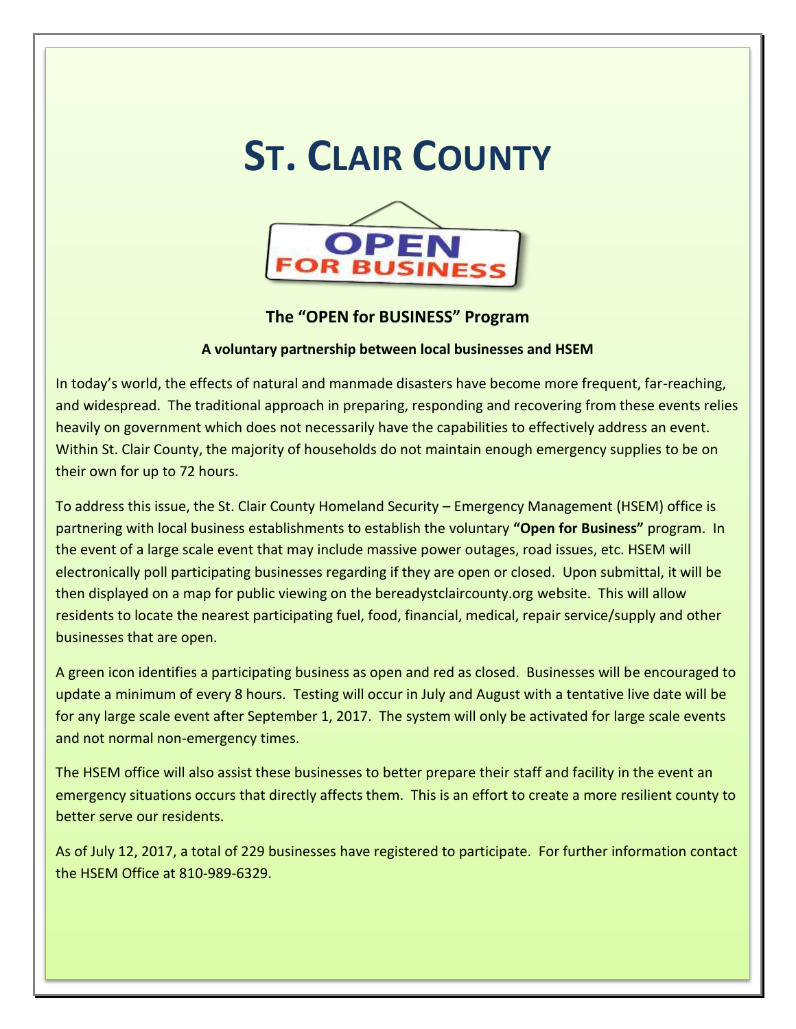# ST. CLAIR COUNTY

OPEN FOR BUSINESS

### The "OPEN for BUSINESS" Program

**A voluntary partnership between local businesses and HSEM**

In today's world, the effects of natural and manmade disasters have become more frequent, far-reaching, and widespread. The traditional approach in preparing, responding and recovering from these events relies heavily on government which does not necessarily have the capabilities to effectively address an event. Within St. Clair County, the majority of households do not maintain enough emergency supplies to be on their own for up to 72 hours.

To address this issue, the St. Clair County Homeland Security – Emergency Management (HSEM) office is partnering with local business establishments to establish the voluntary **"Open for Business"** program. In the event of a large scale event that may include massive power outages, road issues, etc. HSEM will electronically poll participating businesses regarding if they are open or closed. Upon submittal, it will be then displayed on a map for public viewing on the bereadystclaircounty.org website. This will allow residents to locate the nearest participating fuel, food, financial, medical, repair service/supply and other businesses that are open.

A green icon identifies a participating business as open and red as closed. Businesses will be encouraged to update a minimum of every 8 hours. Testing will occur in July and August with a tentative live date will be for any large scale event after September 1, 2017. The system will only be activated for large scale events and not normal non-emergency times.

The HSEM office will also assist these businesses to better prepare their staff and facility in the event an emergency situations occurs that directly affects them. This is an effort to create a more resilient county to better serve our residents.

As of July 12, 2017, a total of 229 businesses have registered to participate. For further information contact the HSEM Office at 810-989-6329.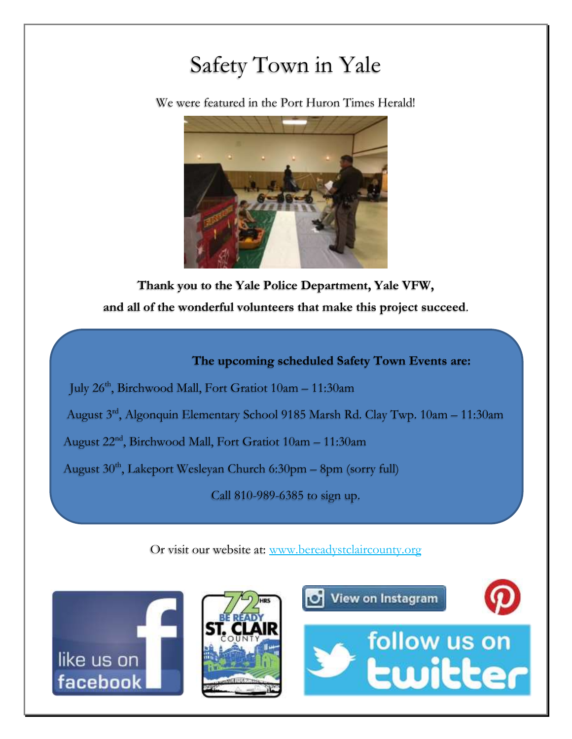# Safety Town in Yale

We were featured in the Port Huron Times Herald!

**Thank you to the Yale Police Department, Yale VFW, and all of the wonderful volunteers that make this project succeed**.

**The upcoming scheduled Safety Town Events are:**

July 26th, Birchwood Mall, Fort Gratiot 10am – 11:30am

August 3rd, Algonquin Elementary School 9185 Marsh Rd. Clay Twp. 10am – 11:30am

August 22nd, Birchwood Mall, Fort Gratiot 10am – 11:30am

August 30th, Lakeport Wesleyan Church 6:30pm – 8pm (sorry full)

Call 810-989-6385 to sign up.

Or visit our website at: www.bereadystclaircounty.org